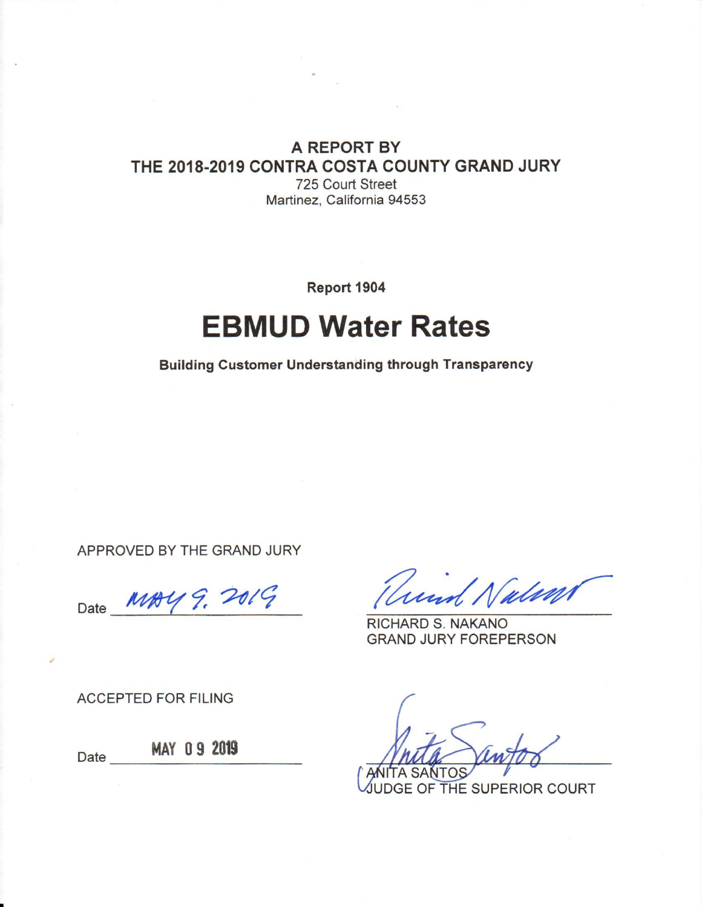**A REPORT BY**
**THE 2018-2019 CONTRA COSTA COUNTY GRAND JURY**
725 Court Street
Martinez, California 94553

**Report 1904**

# EBMUD Water Rates

**Building Customer Understanding through Transparency**

APPROVED BY THE GRAND JURY

Date MAY 9, 2019

RICHARD S. NAKANO
GRAND JURY FOREPERSON

ACCEPTED FOR FILING

Date MAY 09 2019

ANITA SANTOS
JUDGE OF THE SUPERIOR COURT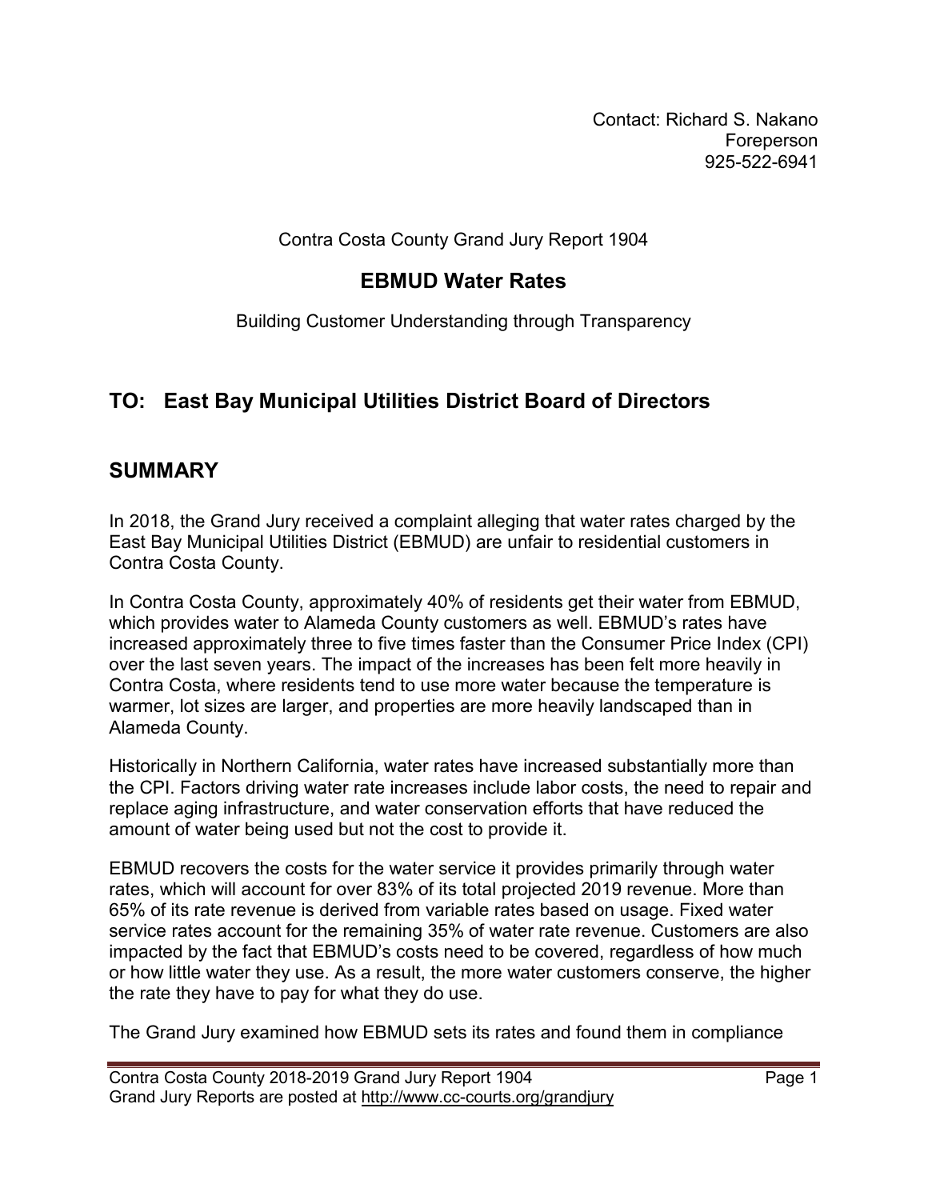Contact: Richard S. Nakano
Foreperson
925-522-6941

Contra Costa County Grand Jury Report 1904

# EBMUD Water Rates

Building Customer Understanding through Transparency

## TO: East Bay Municipal Utilities District Board of Directors

## SUMMARY

In 2018, the Grand Jury received a complaint alleging that water rates charged by the East Bay Municipal Utilities District (EBMUD) are unfair to residential customers in Contra Costa County.

In Contra Costa County, approximately 40% of residents get their water from EBMUD, which provides water to Alameda County customers as well. EBMUD's rates have increased approximately three to five times faster than the Consumer Price Index (CPI) over the last seven years. The impact of the increases has been felt more heavily in Contra Costa, where residents tend to use more water because the temperature is warmer, lot sizes are larger, and properties are more heavily landscaped than in Alameda County.

Historically in Northern California, water rates have increased substantially more than the CPI. Factors driving water rate increases include labor costs, the need to repair and replace aging infrastructure, and water conservation efforts that have reduced the amount of water being used but not the cost to provide it.

EBMUD recovers the costs for the water service it provides primarily through water rates, which will account for over 83% of its total projected 2019 revenue. More than 65% of its rate revenue is derived from variable rates based on usage. Fixed water service rates account for the remaining 35% of water rate revenue. Customers are also impacted by the fact that EBMUD's costs need to be covered, regardless of how much or how little water they use. As a result, the more water customers conserve, the higher the rate they have to pay for what they do use.

The Grand Jury examined how EBMUD sets its rates and found them in compliance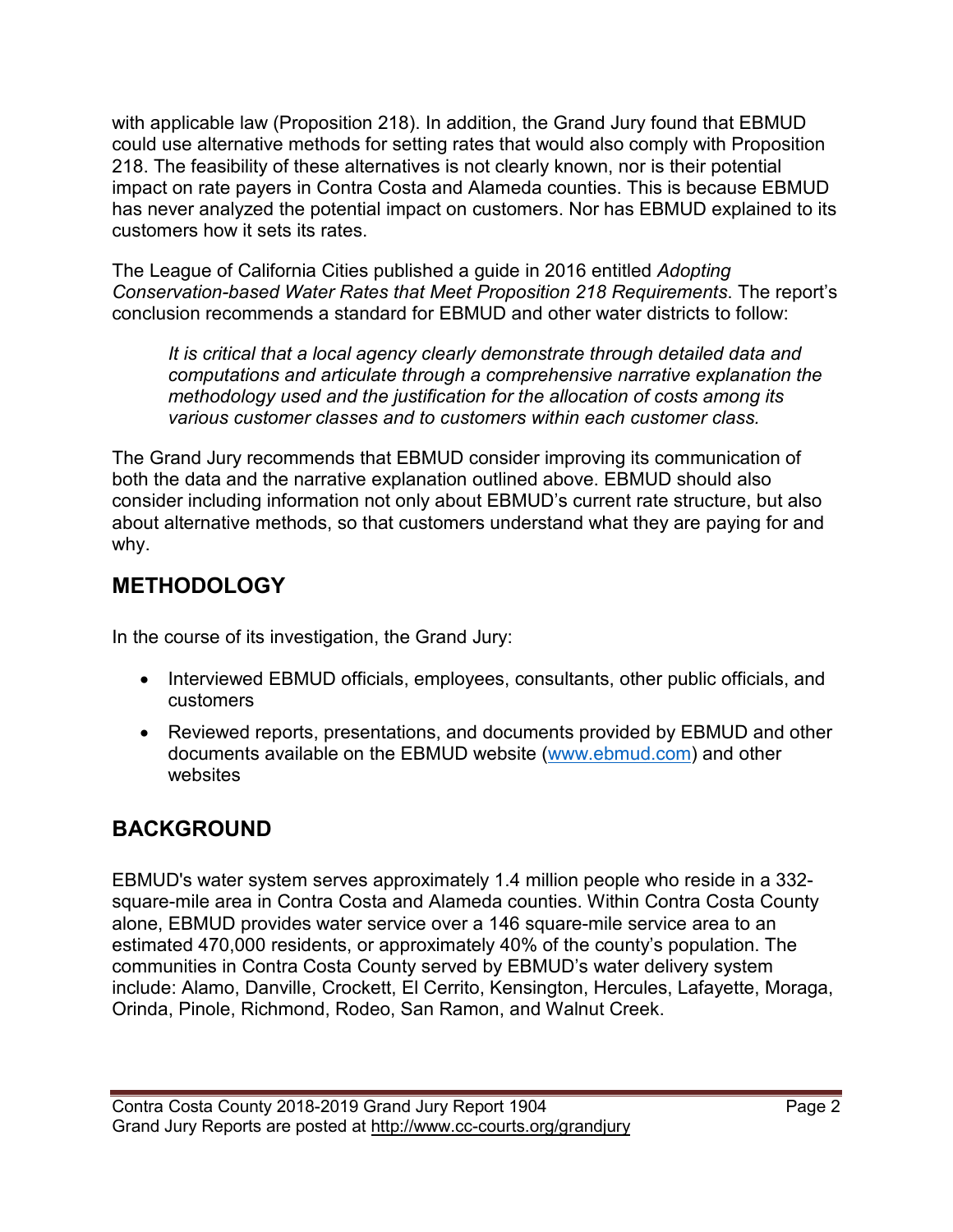with applicable law (Proposition 218). In addition, the Grand Jury found that EBMUD could use alternative methods for setting rates that would also comply with Proposition 218. The feasibility of these alternatives is not clearly known, nor is their potential impact on rate payers in Contra Costa and Alameda counties. This is because EBMUD has never analyzed the potential impact on customers. Nor has EBMUD explained to its customers how it sets its rates.

The League of California Cities published a guide in 2016 entitled *Adopting Conservation-based Water Rates that Meet Proposition 218 Requirements*. The report's conclusion recommends a standard for EBMUD and other water districts to follow:

> *It is critical that a local agency clearly demonstrate through detailed data and computations and articulate through a comprehensive narrative explanation the methodology used and the justification for the allocation of costs among its various customer classes and to customers within each customer class.*

The Grand Jury recommends that EBMUD consider improving its communication of both the data and the narrative explanation outlined above. EBMUD should also consider including information not only about EBMUD's current rate structure, but also about alternative methods, so that customers understand what they are paying for and why.

## METHODOLOGY

In the course of its investigation, the Grand Jury:

- Interviewed EBMUD officials, employees, consultants, other public officials, and customers
- Reviewed reports, presentations, and documents provided by EBMUD and other documents available on the EBMUD website (www.ebmud.com) and other websites

## BACKGROUND

EBMUD's water system serves approximately 1.4 million people who reside in a 332-square-mile area in Contra Costa and Alameda counties. Within Contra Costa County alone, EBMUD provides water service over a 146 square-mile service area to an estimated 470,000 residents, or approximately 40% of the county's population. The communities in Contra Costa County served by EBMUD's water delivery system include: Alamo, Danville, Crockett, El Cerrito, Kensington, Hercules, Lafayette, Moraga, Orinda, Pinole, Richmond, Rodeo, San Ramon, and Walnut Creek.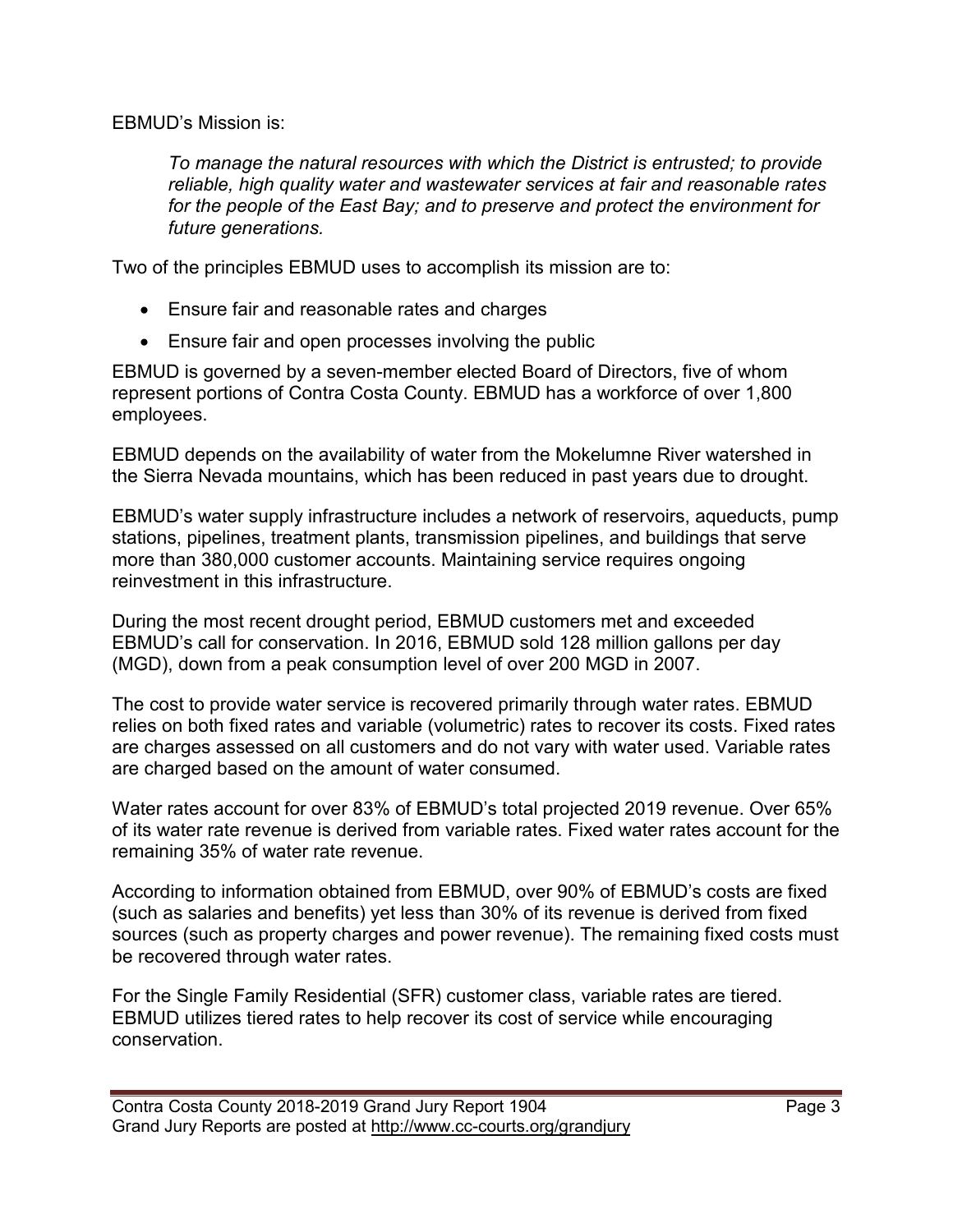EBMUD's Mission is:

> *To manage the natural resources with which the District is entrusted; to provide reliable, high quality water and wastewater services at fair and reasonable rates for the people of the East Bay; and to preserve and protect the environment for future generations.*

Two of the principles EBMUD uses to accomplish its mission are to:

- Ensure fair and reasonable rates and charges
- Ensure fair and open processes involving the public

EBMUD is governed by a seven-member elected Board of Directors, five of whom represent portions of Contra Costa County. EBMUD has a workforce of over 1,800 employees.

EBMUD depends on the availability of water from the Mokelumne River watershed in the Sierra Nevada mountains, which has been reduced in past years due to drought.

EBMUD's water supply infrastructure includes a network of reservoirs, aqueducts, pump stations, pipelines, treatment plants, transmission pipelines, and buildings that serve more than 380,000 customer accounts. Maintaining service requires ongoing reinvestment in this infrastructure.

During the most recent drought period, EBMUD customers met and exceeded EBMUD's call for conservation. In 2016, EBMUD sold 128 million gallons per day (MGD), down from a peak consumption level of over 200 MGD in 2007.

The cost to provide water service is recovered primarily through water rates. EBMUD relies on both fixed rates and variable (volumetric) rates to recover its costs. Fixed rates are charges assessed on all customers and do not vary with water used. Variable rates are charged based on the amount of water consumed.

Water rates account for over 83% of EBMUD's total projected 2019 revenue. Over 65% of its water rate revenue is derived from variable rates. Fixed water rates account for the remaining 35% of water rate revenue.

According to information obtained from EBMUD, over 90% of EBMUD's costs are fixed (such as salaries and benefits) yet less than 30% of its revenue is derived from fixed sources (such as property charges and power revenue). The remaining fixed costs must be recovered through water rates.

For the Single Family Residential (SFR) customer class, variable rates are tiered. EBMUD utilizes tiered rates to help recover its cost of service while encouraging conservation.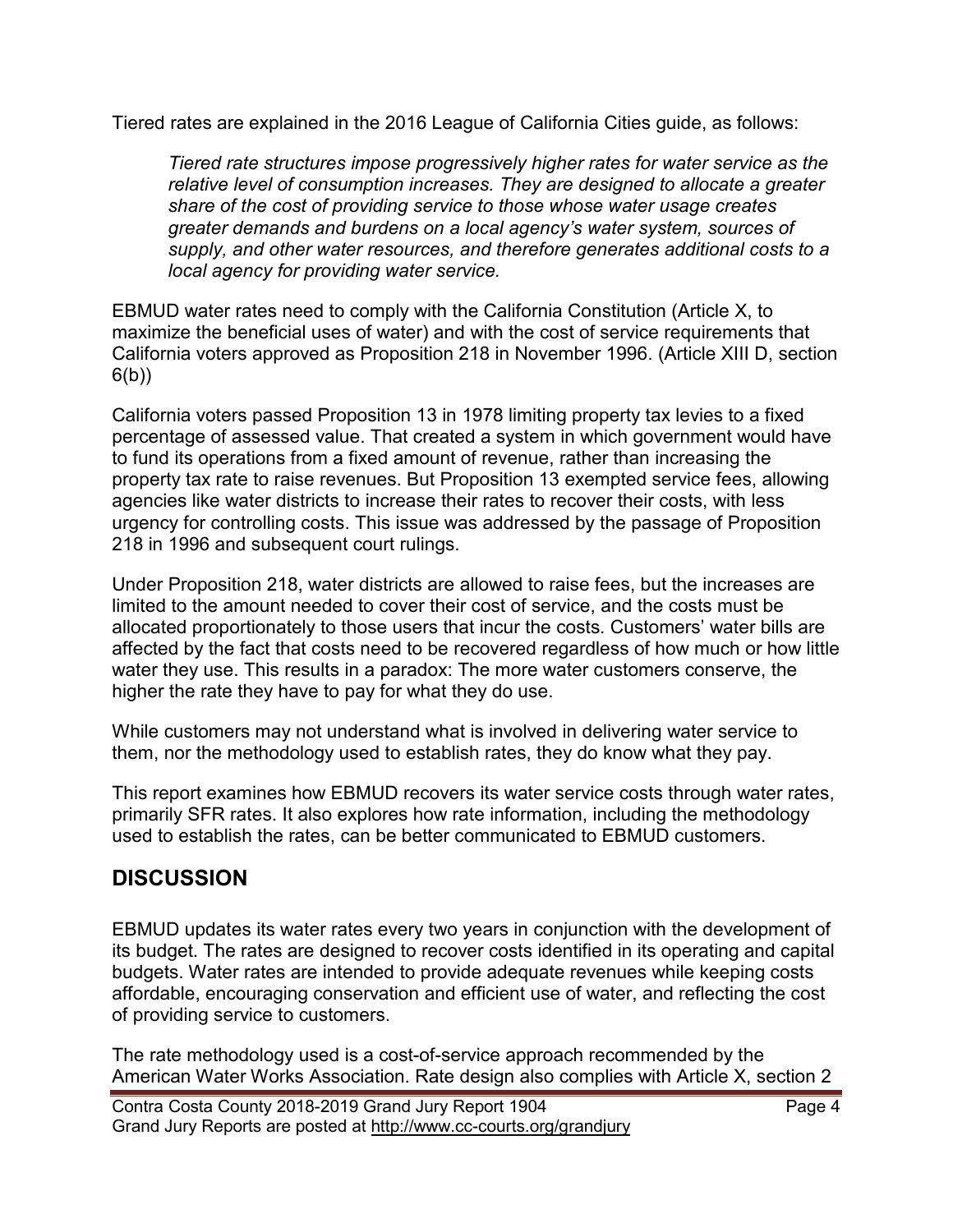Tiered rates are explained in the 2016 League of California Cities guide, as follows:

> *Tiered rate structures impose progressively higher rates for water service as the relative level of consumption increases. They are designed to allocate a greater share of the cost of providing service to those whose water usage creates greater demands and burdens on a local agency's water system, sources of supply, and other water resources, and therefore generates additional costs to a local agency for providing water service.*

EBMUD water rates need to comply with the California Constitution (Article X, to maximize the beneficial uses of water) and with the cost of service requirements that California voters approved as Proposition 218 in November 1996. (Article XIII D, section 6(b))

California voters passed Proposition 13 in 1978 limiting property tax levies to a fixed percentage of assessed value. That created a system in which government would have to fund its operations from a fixed amount of revenue, rather than increasing the property tax rate to raise revenues. But Proposition 13 exempted service fees, allowing agencies like water districts to increase their rates to recover their costs, with less urgency for controlling costs. This issue was addressed by the passage of Proposition 218 in 1996 and subsequent court rulings.

Under Proposition 218, water districts are allowed to raise fees, but the increases are limited to the amount needed to cover their cost of service, and the costs must be allocated proportionately to those users that incur the costs. Customers' water bills are affected by the fact that costs need to be recovered regardless of how much or how little water they use. This results in a paradox: The more water customers conserve, the higher the rate they have to pay for what they do use.

While customers may not understand what is involved in delivering water service to them, nor the methodology used to establish rates, they do know what they pay.

This report examines how EBMUD recovers its water service costs through water rates, primarily SFR rates. It also explores how rate information, including the methodology used to establish the rates, can be better communicated to EBMUD customers.

## DISCUSSION

EBMUD updates its water rates every two years in conjunction with the development of its budget. The rates are designed to recover costs identified in its operating and capital budgets. Water rates are intended to provide adequate revenues while keeping costs affordable, encouraging conservation and efficient use of water, and reflecting the cost of providing service to customers.

The rate methodology used is a cost-of-service approach recommended by the American Water Works Association. Rate design also complies with Article X, section 2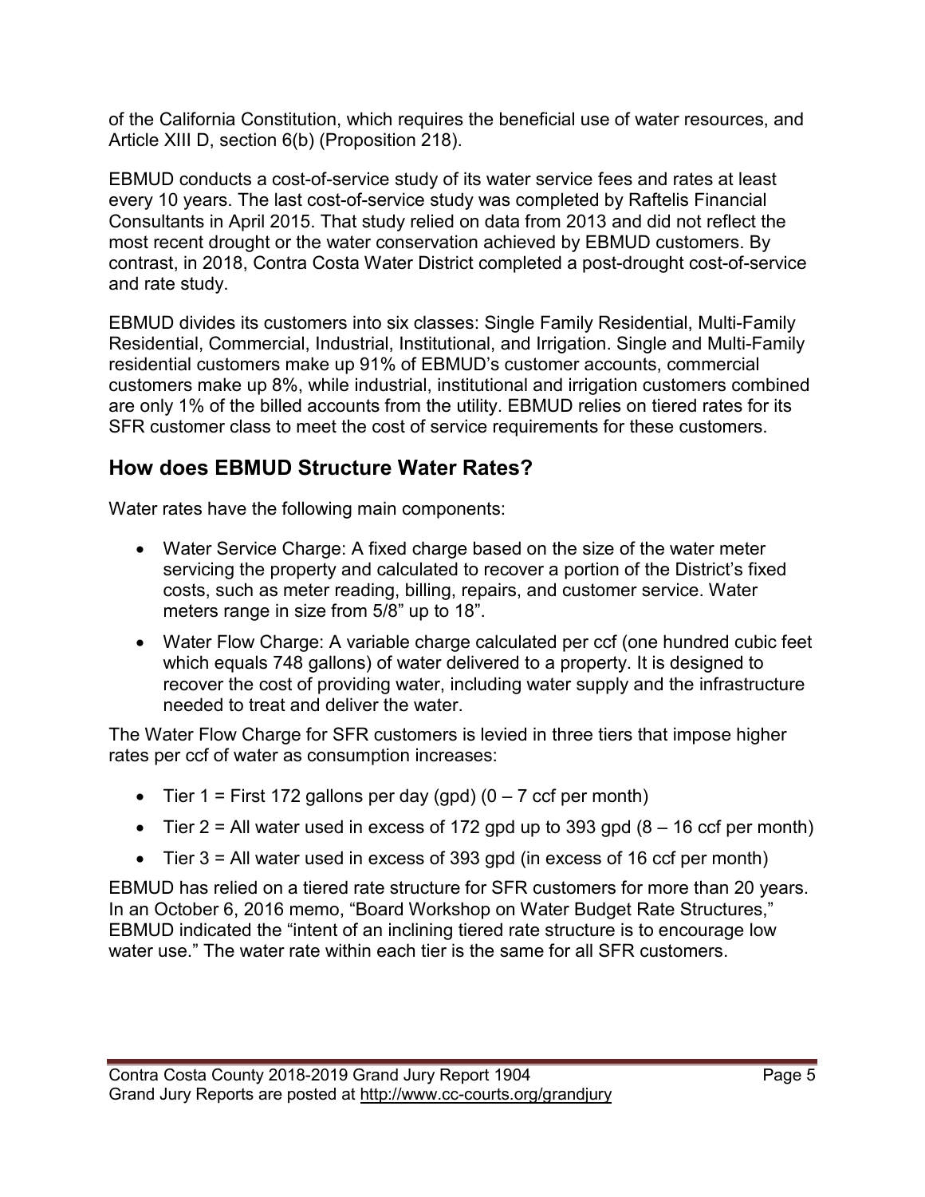of the California Constitution, which requires the beneficial use of water resources, and Article XIII D, section 6(b) (Proposition 218).

EBMUD conducts a cost-of-service study of its water service fees and rates at least every 10 years. The last cost-of-service study was completed by Raftelis Financial Consultants in April 2015. That study relied on data from 2013 and did not reflect the most recent drought or the water conservation achieved by EBMUD customers. By contrast, in 2018, Contra Costa Water District completed a post-drought cost-of-service and rate study.

EBMUD divides its customers into six classes: Single Family Residential, Multi-Family Residential, Commercial, Industrial, Institutional, and Irrigation. Single and Multi-Family residential customers make up 91% of EBMUD's customer accounts, commercial customers make up 8%, while industrial, institutional and irrigation customers combined are only 1% of the billed accounts from the utility. EBMUD relies on tiered rates for its SFR customer class to meet the cost of service requirements for these customers.

## How does EBMUD Structure Water Rates?

Water rates have the following main components:

- Water Service Charge: A fixed charge based on the size of the water meter servicing the property and calculated to recover a portion of the District's fixed costs, such as meter reading, billing, repairs, and customer service. Water meters range in size from 5/8" up to 18".
- Water Flow Charge: A variable charge calculated per ccf (one hundred cubic feet which equals 748 gallons) of water delivered to a property. It is designed to recover the cost of providing water, including water supply and the infrastructure needed to treat and deliver the water.

The Water Flow Charge for SFR customers is levied in three tiers that impose higher rates per ccf of water as consumption increases:

- Tier 1 = First 172 gallons per day (gpd) (0 – 7 ccf per month)
- Tier 2 = All water used in excess of 172 gpd up to 393 gpd (8 – 16 ccf per month)
- Tier 3 = All water used in excess of 393 gpd (in excess of 16 ccf per month)

EBMUD has relied on a tiered rate structure for SFR customers for more than 20 years. In an October 6, 2016 memo, "Board Workshop on Water Budget Rate Structures," EBMUD indicated the "intent of an inclining tiered rate structure is to encourage low water use." The water rate within each tier is the same for all SFR customers.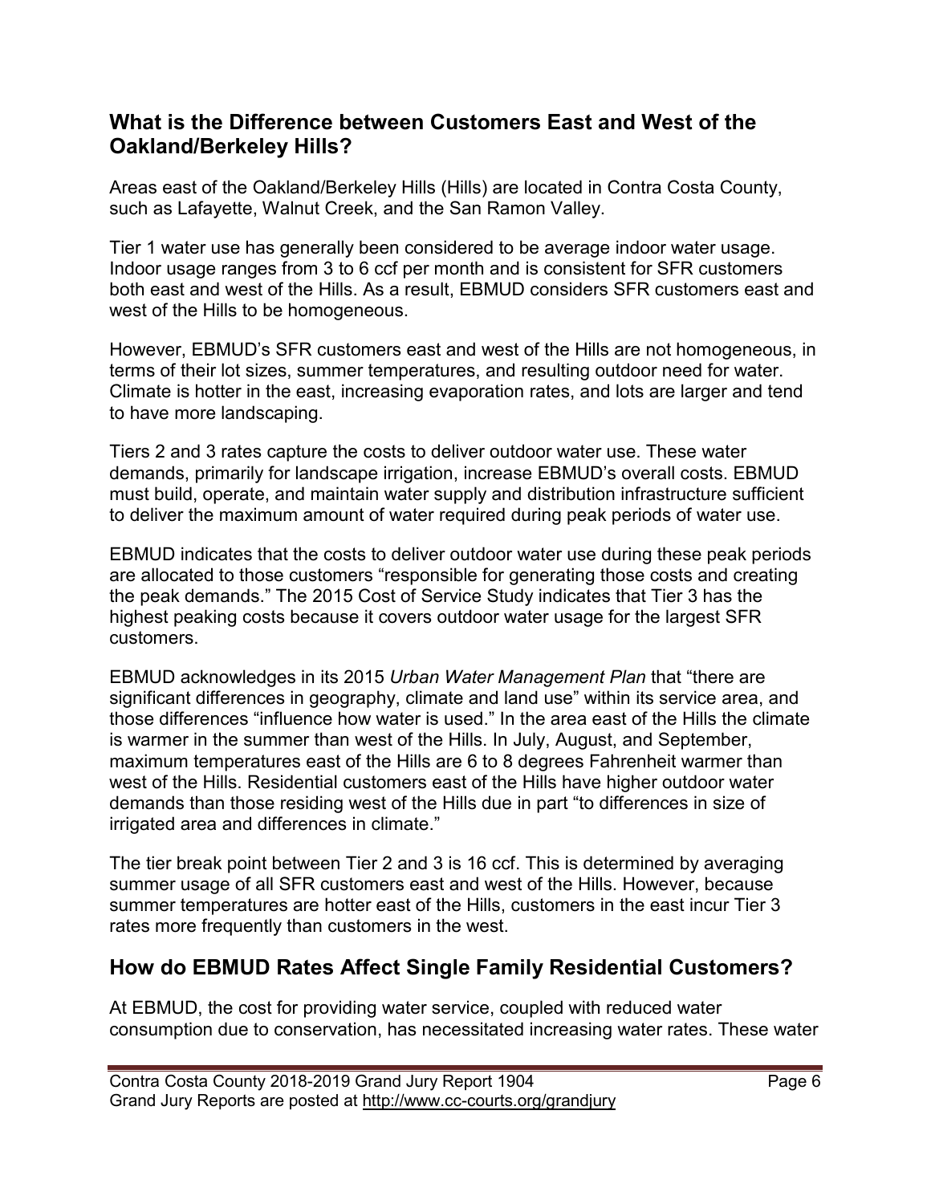## What is the Difference between Customers East and West of the Oakland/Berkeley Hills?

Areas east of the Oakland/Berkeley Hills (Hills) are located in Contra Costa County, such as Lafayette, Walnut Creek, and the San Ramon Valley.

Tier 1 water use has generally been considered to be average indoor water usage. Indoor usage ranges from 3 to 6 ccf per month and is consistent for SFR customers both east and west of the Hills. As a result, EBMUD considers SFR customers east and west of the Hills to be homogeneous.

However, EBMUD's SFR customers east and west of the Hills are not homogeneous, in terms of their lot sizes, summer temperatures, and resulting outdoor need for water. Climate is hotter in the east, increasing evaporation rates, and lots are larger and tend to have more landscaping.

Tiers 2 and 3 rates capture the costs to deliver outdoor water use. These water demands, primarily for landscape irrigation, increase EBMUD's overall costs. EBMUD must build, operate, and maintain water supply and distribution infrastructure sufficient to deliver the maximum amount of water required during peak periods of water use.

EBMUD indicates that the costs to deliver outdoor water use during these peak periods are allocated to those customers "responsible for generating those costs and creating the peak demands." The 2015 Cost of Service Study indicates that Tier 3 has the highest peaking costs because it covers outdoor water usage for the largest SFR customers.

EBMUD acknowledges in its 2015 *Urban Water Management Plan* that "there are significant differences in geography, climate and land use" within its service area, and those differences "influence how water is used." In the area east of the Hills the climate is warmer in the summer than west of the Hills. In July, August, and September, maximum temperatures east of the Hills are 6 to 8 degrees Fahrenheit warmer than west of the Hills. Residential customers east of the Hills have higher outdoor water demands than those residing west of the Hills due in part "to differences in size of irrigated area and differences in climate."

The tier break point between Tier 2 and 3 is 16 ccf. This is determined by averaging summer usage of all SFR customers east and west of the Hills. However, because summer temperatures are hotter east of the Hills, customers in the east incur Tier 3 rates more frequently than customers in the west.

## How do EBMUD Rates Affect Single Family Residential Customers?

At EBMUD, the cost for providing water service, coupled with reduced water consumption due to conservation, has necessitated increasing water rates. These water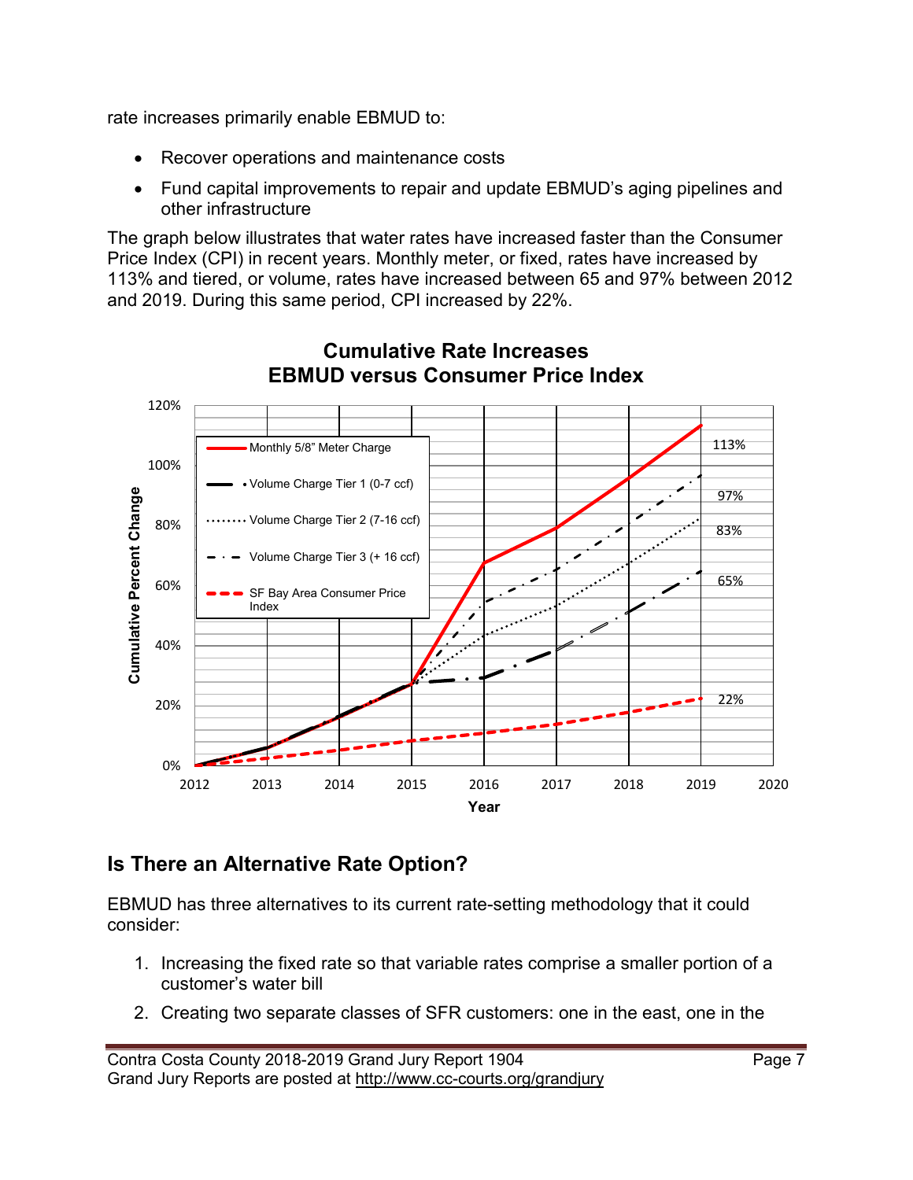rate increases primarily enable EBMUD to:

- Recover operations and maintenance costs
- Fund capital improvements to repair and update EBMUD's aging pipelines and other infrastructure

The graph below illustrates that water rates have increased faster than the Consumer Price Index (CPI) in recent years. Monthly meter, or fixed, rates have increased by 113% and tiered, or volume, rates have increased between 65 and 97% between 2012 and 2019. During this same period, CPI increased by 22%.

**Cumulative Rate Increases**
**EBMUD versus Consumer Price Index**

## Is There an Alternative Rate Option?

EBMUD has three alternatives to its current rate-setting methodology that it could consider:

1. Increasing the fixed rate so that variable rates comprise a smaller portion of a customer's water bill
2. Creating two separate classes of SFR customers: one in the east, one in the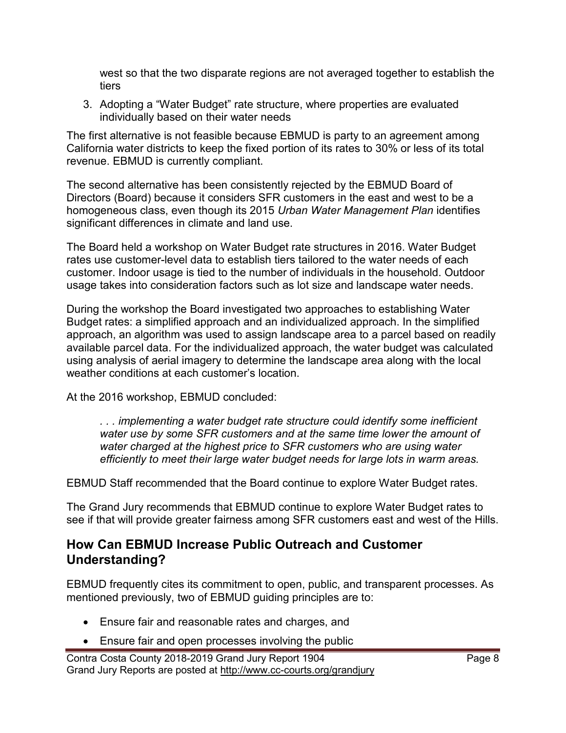west so that the two disparate regions are not averaged together to establish the tiers

3. Adopting a "Water Budget" rate structure, where properties are evaluated individually based on their water needs

The first alternative is not feasible because EBMUD is party to an agreement among California water districts to keep the fixed portion of its rates to 30% or less of its total revenue. EBMUD is currently compliant.

The second alternative has been consistently rejected by the EBMUD Board of Directors (Board) because it considers SFR customers in the east and west to be a homogeneous class, even though its 2015 *Urban Water Management Plan* identifies significant differences in climate and land use.

The Board held a workshop on Water Budget rate structures in 2016. Water Budget rates use customer-level data to establish tiers tailored to the water needs of each customer. Indoor usage is tied to the number of individuals in the household. Outdoor usage takes into consideration factors such as lot size and landscape water needs.

During the workshop the Board investigated two approaches to establishing Water Budget rates: a simplified approach and an individualized approach. In the simplified approach, an algorithm was used to assign landscape area to a parcel based on readily available parcel data. For the individualized approach, the water budget was calculated using analysis of aerial imagery to determine the landscape area along with the local weather conditions at each customer's location.

At the 2016 workshop, EBMUD concluded:

> *. . . implementing a water budget rate structure could identify some inefficient water use by some SFR customers and at the same time lower the amount of water charged at the highest price to SFR customers who are using water efficiently to meet their large water budget needs for large lots in warm areas.*

EBMUD Staff recommended that the Board continue to explore Water Budget rates.

The Grand Jury recommends that EBMUD continue to explore Water Budget rates to see if that will provide greater fairness among SFR customers east and west of the Hills.

## How Can EBMUD Increase Public Outreach and Customer Understanding?

EBMUD frequently cites its commitment to open, public, and transparent processes. As mentioned previously, two of EBMUD guiding principles are to:

- Ensure fair and reasonable rates and charges, and
- Ensure fair and open processes involving the public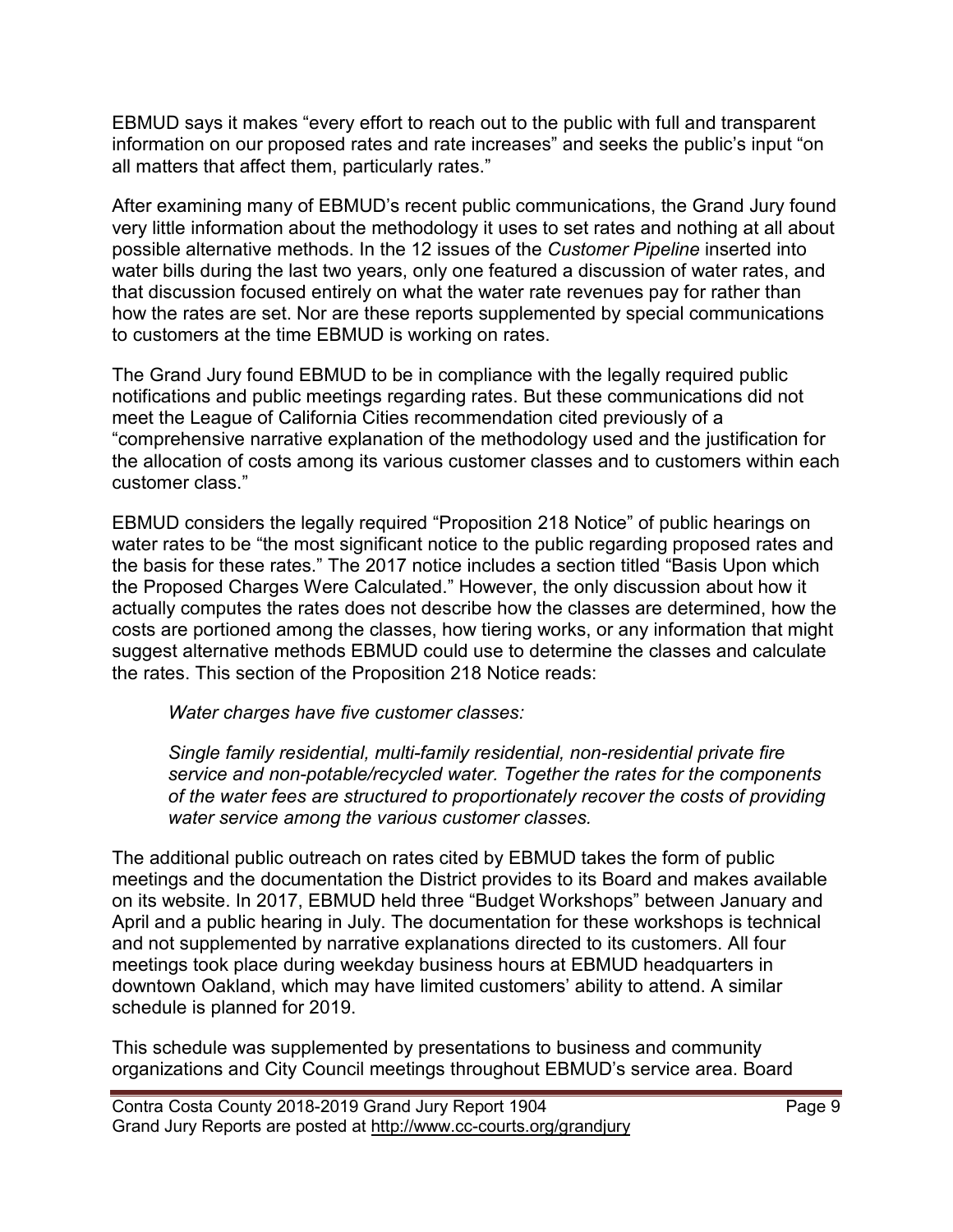EBMUD says it makes “every effort to reach out to the public with full and transparent information on our proposed rates and rate increases” and seeks the public’s input “on all matters that affect them, particularly rates.”

After examining many of EBMUD’s recent public communications, the Grand Jury found very little information about the methodology it uses to set rates and nothing at all about possible alternative methods. In the 12 issues of the *Customer Pipeline* inserted into water bills during the last two years, only one featured a discussion of water rates, and that discussion focused entirely on what the water rate revenues pay for rather than how the rates are set. Nor are these reports supplemented by special communications to customers at the time EBMUD is working on rates.

The Grand Jury found EBMUD to be in compliance with the legally required public notifications and public meetings regarding rates. But these communications did not meet the League of California Cities recommendation cited previously of a “comprehensive narrative explanation of the methodology used and the justification for the allocation of costs among its various customer classes and to customers within each customer class.”

EBMUD considers the legally required “Proposition 218 Notice” of public hearings on water rates to be “the most significant notice to the public regarding proposed rates and the basis for these rates.” The 2017 notice includes a section titled “Basis Upon which the Proposed Charges Were Calculated.” However, the only discussion about how it actually computes the rates does not describe how the classes are determined, how the costs are portioned among the classes, how tiering works, or any information that might suggest alternative methods EBMUD could use to determine the classes and calculate the rates. This section of the Proposition 218 Notice reads:

> *Water charges have five customer classes:*
>
> *Single family residential, multi-family residential, non-residential private fire service and non-potable/recycled water. Together the rates for the components of the water fees are structured to proportionately recover the costs of providing water service among the various customer classes.*

The additional public outreach on rates cited by EBMUD takes the form of public meetings and the documentation the District provides to its Board and makes available on its website. In 2017, EBMUD held three “Budget Workshops” between January and April and a public hearing in July. The documentation for these workshops is technical and not supplemented by narrative explanations directed to its customers. All four meetings took place during weekday business hours at EBMUD headquarters in downtown Oakland, which may have limited customers’ ability to attend. A similar schedule is planned for 2019.

This schedule was supplemented by presentations to business and community organizations and City Council meetings throughout EBMUD’s service area. Board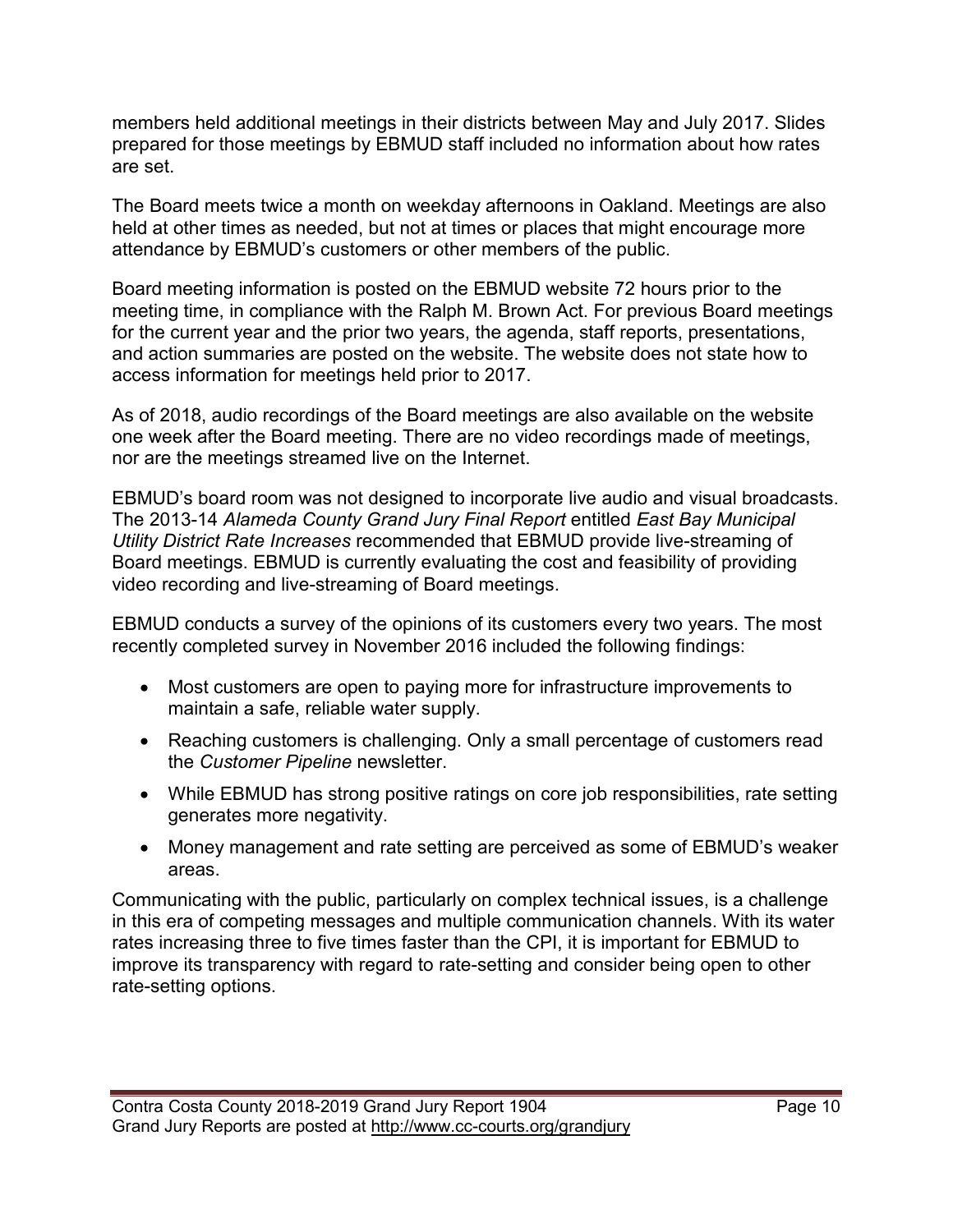members held additional meetings in their districts between May and July 2017. Slides prepared for those meetings by EBMUD staff included no information about how rates are set.

The Board meets twice a month on weekday afternoons in Oakland. Meetings are also held at other times as needed, but not at times or places that might encourage more attendance by EBMUD's customers or other members of the public.

Board meeting information is posted on the EBMUD website 72 hours prior to the meeting time, in compliance with the Ralph M. Brown Act. For previous Board meetings for the current year and the prior two years, the agenda, staff reports, presentations, and action summaries are posted on the website. The website does not state how to access information for meetings held prior to 2017.

As of 2018, audio recordings of the Board meetings are also available on the website one week after the Board meeting. There are no video recordings made of meetings, nor are the meetings streamed live on the Internet.

EBMUD's board room was not designed to incorporate live audio and visual broadcasts. The 2013-14 *Alameda County Grand Jury Final Report* entitled *East Bay Municipal Utility District Rate Increases* recommended that EBMUD provide live-streaming of Board meetings. EBMUD is currently evaluating the cost and feasibility of providing video recording and live-streaming of Board meetings.

EBMUD conducts a survey of the opinions of its customers every two years. The most recently completed survey in November 2016 included the following findings:

- Most customers are open to paying more for infrastructure improvements to maintain a safe, reliable water supply.
- Reaching customers is challenging. Only a small percentage of customers read the *Customer Pipeline* newsletter.
- While EBMUD has strong positive ratings on core job responsibilities, rate setting generates more negativity.
- Money management and rate setting are perceived as some of EBMUD's weaker areas.

Communicating with the public, particularly on complex technical issues, is a challenge in this era of competing messages and multiple communication channels. With its water rates increasing three to five times faster than the CPI, it is important for EBMUD to improve its transparency with regard to rate-setting and consider being open to other rate-setting options.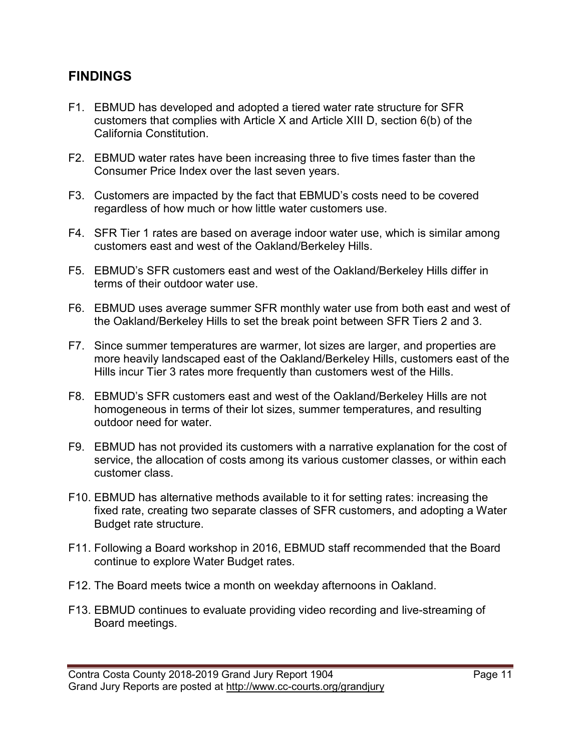## FINDINGS

F1. EBMUD has developed and adopted a tiered water rate structure for SFR customers that complies with Article X and Article XIII D, section 6(b) of the California Constitution.

F2. EBMUD water rates have been increasing three to five times faster than the Consumer Price Index over the last seven years.

F3. Customers are impacted by the fact that EBMUD's costs need to be covered regardless of how much or how little water customers use.

F4. SFR Tier 1 rates are based on average indoor water use, which is similar among customers east and west of the Oakland/Berkeley Hills.

F5. EBMUD's SFR customers east and west of the Oakland/Berkeley Hills differ in terms of their outdoor water use.

F6. EBMUD uses average summer SFR monthly water use from both east and west of the Oakland/Berkeley Hills to set the break point between SFR Tiers 2 and 3.

F7. Since summer temperatures are warmer, lot sizes are larger, and properties are more heavily landscaped east of the Oakland/Berkeley Hills, customers east of the Hills incur Tier 3 rates more frequently than customers west of the Hills.

F8. EBMUD's SFR customers east and west of the Oakland/Berkeley Hills are not homogeneous in terms of their lot sizes, summer temperatures, and resulting outdoor need for water.

F9. EBMUD has not provided its customers with a narrative explanation for the cost of service, the allocation of costs among its various customer classes, or within each customer class.

F10. EBMUD has alternative methods available to it for setting rates: increasing the fixed rate, creating two separate classes of SFR customers, and adopting a Water Budget rate structure.

F11. Following a Board workshop in 2016, EBMUD staff recommended that the Board continue to explore Water Budget rates.

F12. The Board meets twice a month on weekday afternoons in Oakland.

F13. EBMUD continues to evaluate providing video recording and live-streaming of Board meetings.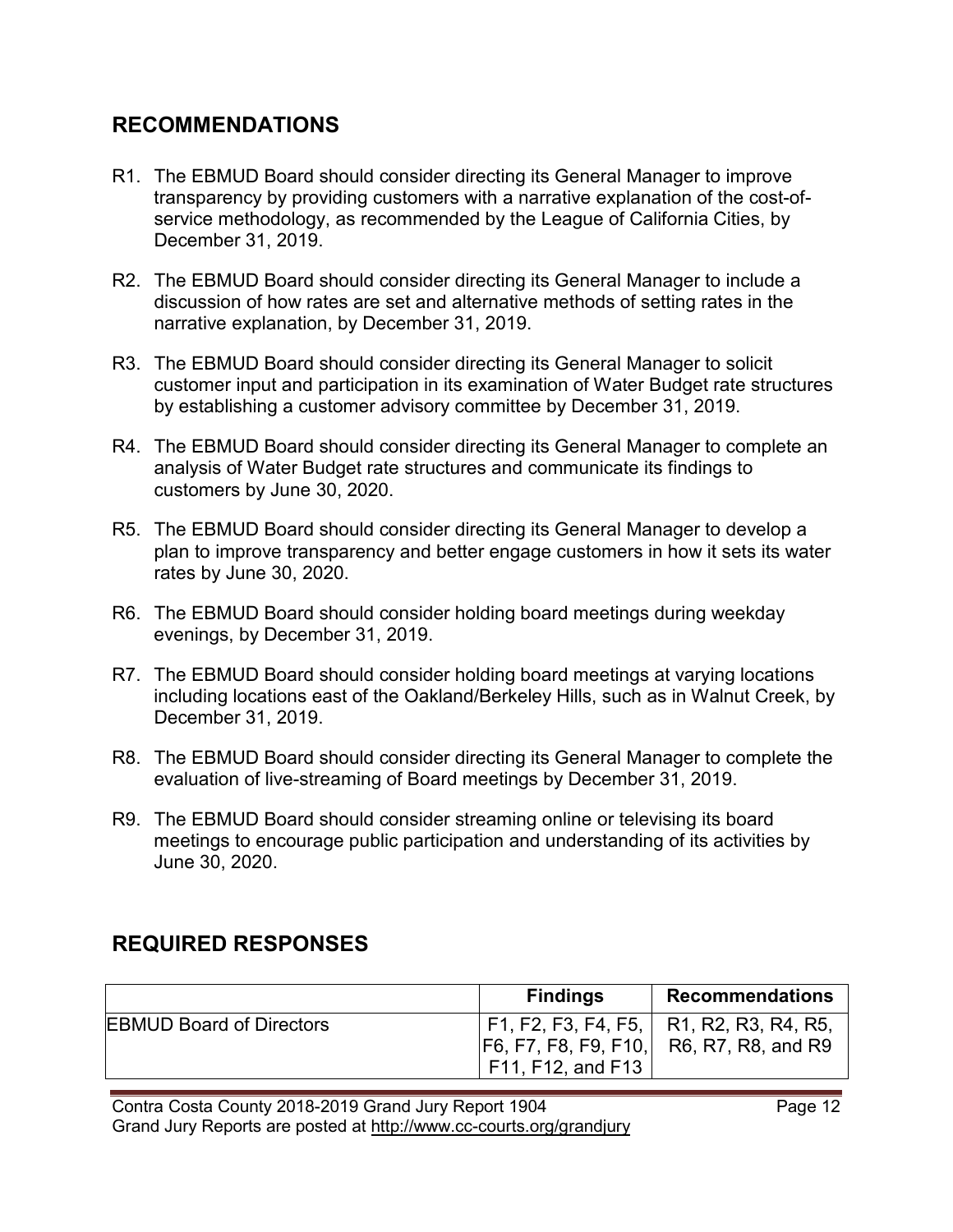## RECOMMENDATIONS

R1. The EBMUD Board should consider directing its General Manager to improve transparency by providing customers with a narrative explanation of the cost-of-service methodology, as recommended by the League of California Cities, by December 31, 2019.

R2. The EBMUD Board should consider directing its General Manager to include a discussion of how rates are set and alternative methods of setting rates in the narrative explanation, by December 31, 2019.

R3. The EBMUD Board should consider directing its General Manager to solicit customer input and participation in its examination of Water Budget rate structures by establishing a customer advisory committee by December 31, 2019.

R4. The EBMUD Board should consider directing its General Manager to complete an analysis of Water Budget rate structures and communicate its findings to customers by June 30, 2020.

R5. The EBMUD Board should consider directing its General Manager to develop a plan to improve transparency and better engage customers in how it sets its water rates by June 30, 2020.

R6. The EBMUD Board should consider holding board meetings during weekday evenings, by December 31, 2019.

R7. The EBMUD Board should consider holding board meetings at varying locations including locations east of the Oakland/Berkeley Hills, such as in Walnut Creek, by December 31, 2019.

R8. The EBMUD Board should consider directing its General Manager to complete the evaluation of live-streaming of Board meetings by December 31, 2019.

R9. The EBMUD Board should consider streaming online or televising its board meetings to encourage public participation and understanding of its activities by June 30, 2020.

## REQUIRED RESPONSES

| | Findings | Recommendations |
|---|---|---|
| EBMUD Board of Directors | F1, F2, F3, F4, F5, F6, F7, F8, F9, F10, F11, F12, and F13 | R1, R2, R3, R4, R5, R6, R7, R8, and R9 |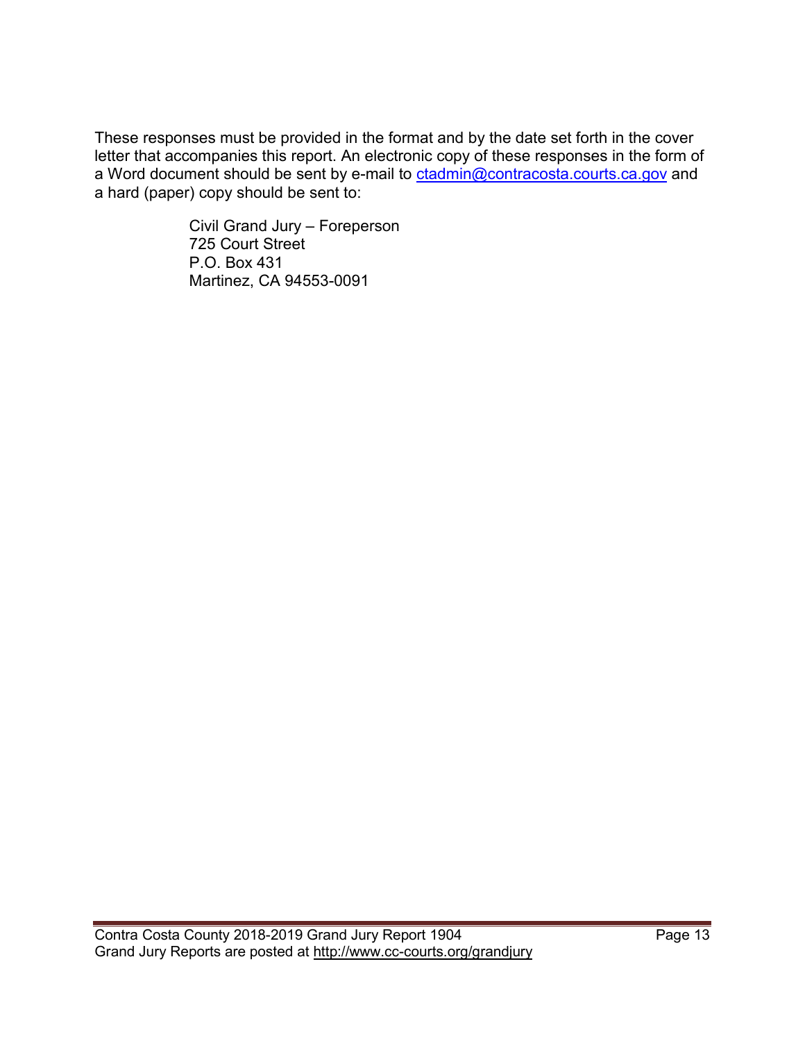These responses must be provided in the format and by the date set forth in the cover letter that accompanies this report. An electronic copy of these responses in the form of a Word document should be sent by e-mail to ctadmin@contracosta.courts.ca.gov and a hard (paper) copy should be sent to:

Civil Grand Jury – Foreperson
725 Court Street
P.O. Box 431
Martinez, CA 94553-0091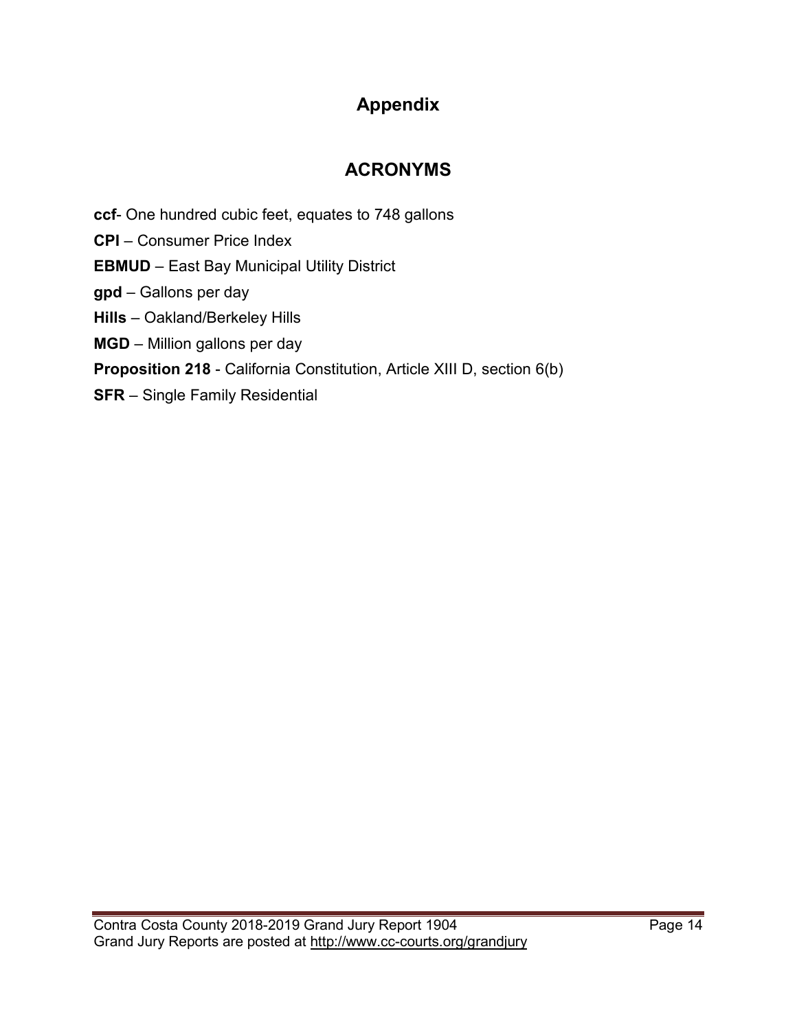# Appendix

## ACRONYMS

**ccf**- One hundred cubic feet, equates to 748 gallons

**CPI** – Consumer Price Index

**EBMUD** – East Bay Municipal Utility District

**gpd** – Gallons per day

**Hills** – Oakland/Berkeley Hills

**MGD** – Million gallons per day

**Proposition 218** - California Constitution, Article XIII D, section 6(b)

**SFR** – Single Family Residential